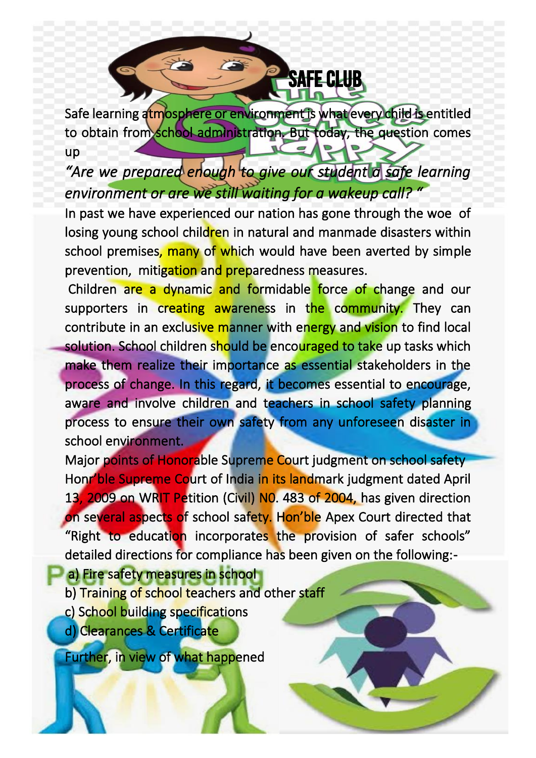# SAFE CLUB

Safe learning atmosphere or environment is what every child is entitled to obtain from school administration. But today, the question comes up

*"Are we prepared enough to give our student a safe learning environment or are we still waiting for a wakeup call? "*

In past we have experienced our nation has gone through the woe of losing young school children in natural and manmade disasters within school premises, many of which would have been averted by simple prevention, mitigation and preparedness measures.

Children are a dynamic and formidable force of change and our supporters in creating awareness in the community. They can contribute in an exclusive manner with energy and vision to find local solution. School children should be encouraged to take up tasks which make them realize their importance as essential stakeholders in the process of change. In this regard, it becomes essential to encourage, aware and involve children and teachers in school safety planning process to ensure their own safety from any unforeseen disaster in school environment.

Major points of Honorable Supreme Court judgment on school safety

Honr'ble Supreme Court of India in its landmark judgment dated April 13, 2009 on WRIT Petition (Civil) N0. 483 of 2004, has given direction on several aspects of school safety. Hon'ble Apex Court directed that "Right to education incorporates the provision of safer schools" detailed directions for compliance has been given on the following:-

a) Fire safety measures in school
b) Training of school teachers and other staff
c) School building specifications
d) Clearances & Certificate

Further, in view of what happened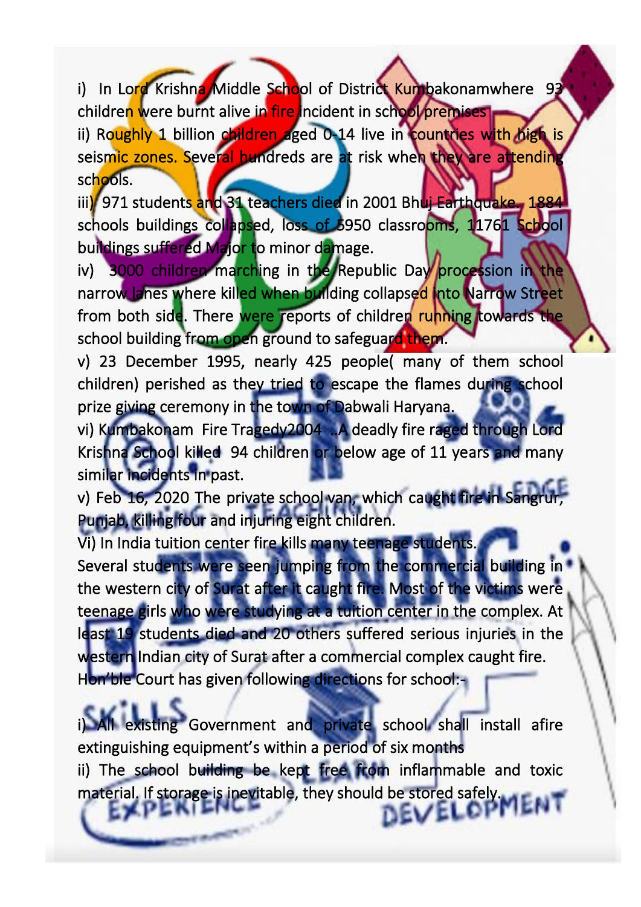i) In Lord Krishna Middle School of District Kumbakonamwhere 93 children were burnt alive in fire incident in school premises

ii) Roughly 1 billion children aged 0-14 live in countries with high is seismic zones. Several hundreds are at risk when they are attending schools.

iii) 971 students and 31 teachers died in 2001 Bhuj Earthquake. 1884 schools buildings collapsed, loss of 5950 classrooms, 11761 School buildings suffered Major to minor damage.

iv) 3000 children marching in the Republic Day procession in the narrow lanes where killed when building collapsed into Narrow Street from both side. There were reports of children running towards the school building from open ground to safeguard them.

v) 23 December 1995, nearly 425 people( many of them school children) perished as they tried to escape the flames during school prize giving ceremony in the town of Dabwali Haryana.

vi) Kumbakonam Fire Tragedy2004 ..A deadly fire raged through Lord Krishna School killed 94 children or below age of 11 years and many similar incidents in past.

v) Feb 16, 2020 The private school van, which caught fire in Sangrur, Punjab, killing four and injuring eight children.

Vi) In India tuition center fire kills many teenage students.

Several students were seen jumping from the commercial building in the western city of Surat after it caught fire. Most of the victims were teenage girls who were studying at a tuition center in the complex. At least 19 students died and 20 others suffered serious injuries in the western Indian city of Surat after a commercial complex caught fire.

Hon'ble Court has given following directions for school:-

i) All existing Government and private school shall install afire extinguishing equipment's within a period of six months

ii) The school building be kept free from inflammable and toxic material. If storage is inevitable, they should be stored safely.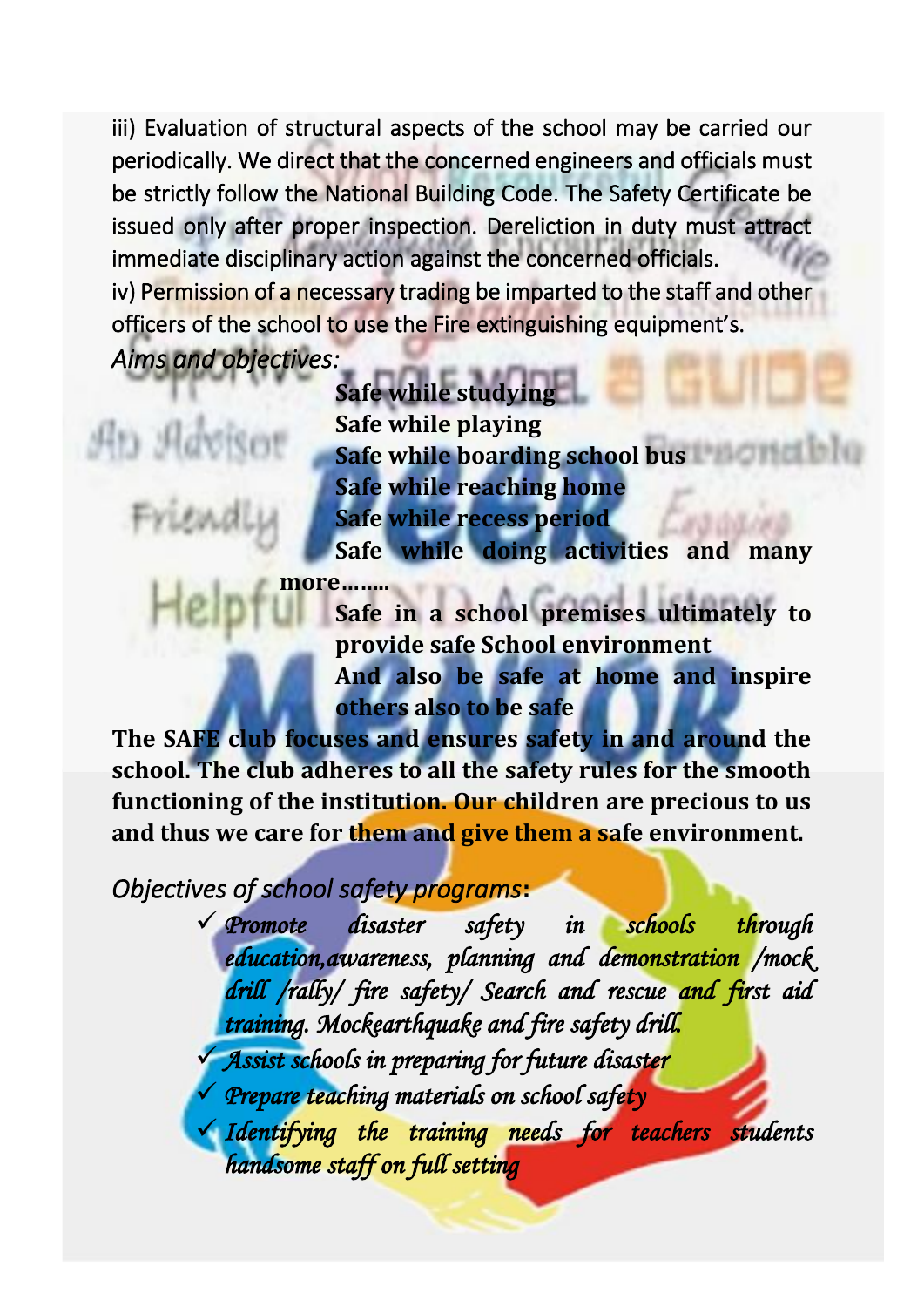iii) Evaluation of structural aspects of the school may be carried our periodically. We direct that the concerned engineers and officials must be strictly follow the National Building Code. The Safety Certificate be issued only after proper inspection. Dereliction in duty must attract immediate disciplinary action against the concerned officials.

iv) Permission of a necessary trading be imparted to the staff and other officers of the school to use the Fire extinguishing equipment's.

*Aims and objectives:*

**Safe while studying**
**Safe while playing**
**Safe while boarding school bus**
**Safe while reaching home**
**Safe while recess period**
**Safe while doing activities and many more……..**
**Safe in a school premises ultimately to provide safe School environment**
**And also be safe at home and inspire others also to be safe**

**The SAFE club focuses and ensures safety in and around the school. The club adheres to all the safety rules for the smooth functioning of the institution. Our children are precious to us and thus we care for them and give them a safe environment.**

*Objectives of school safety programs*:

- ✓ *Promote disaster safety in schools through education,awareness, planning and demonstration /mock drill /rally/ fire safety/ Search and rescue and first aid training. Mockearthquake and fire safety drill.*
- ✓ *Assist schools in preparing for future disaster*
- ✓ *Prepare teaching materials on school safety*
- ✓ *Identifying the training needs for teachers students handsome staff on full setting*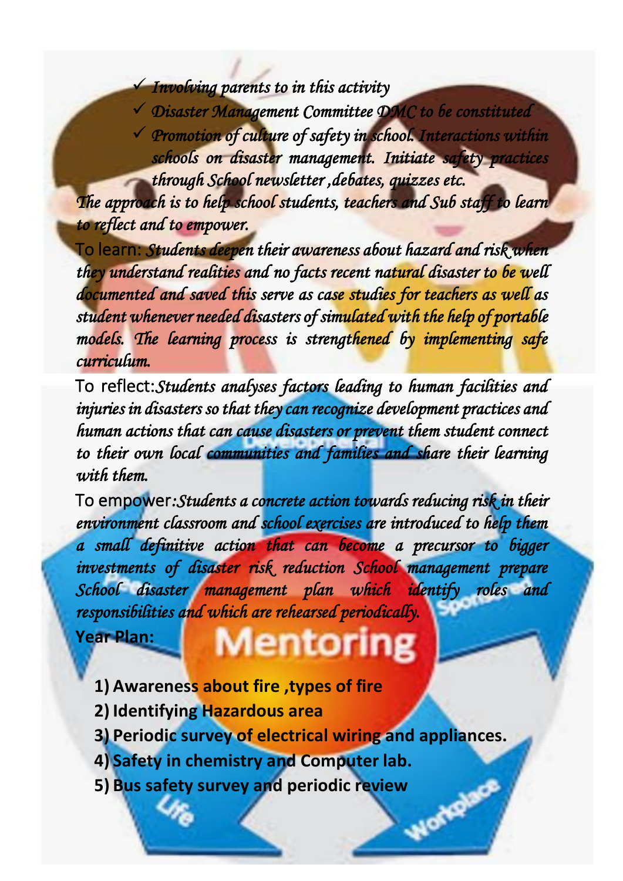- ✓ *Involving parents to in this activity*
- ✓ *Disaster Management Committee DMC to be constituted*
- ✓ *Promotion of culture of safety in school. Interactions within schools on disaster management. Initiate safety practices through School newsletter ,debates, quizzes etc.*

*The approach is to help school students, teachers and Sub staff to learn to reflect and to empower.*

To learn: *Students deepen their awareness about hazard and risk when they understand realities and no facts recent natural disaster to be well documented and saved this serve as case studies for teachers as well as student whenever needed disasters of simulated with the help of portable models. The learning process is strengthened by implementing safe curriculum.*

To reflect:*Students analyses factors leading to human facilities and injuries in disasters so that they can recognize development practices and human actions that can cause disasters or prevent them student connect to their own local communities and families and share their learning with them.*

To empower:*Students a concrete action towards reducing risk in their environment classroom and school exercises are introduced to help them a small definitive action that can become a precursor to bigger investments of disaster risk reduction School management prepare School disaster management plan which identify roles and responsibilities and which are rehearsed periodically.*

**Year Plan:**

1) **Awareness about fire ,types of fire**
2) **Identifying Hazardous area**
3) **Periodic survey of electrical wiring and appliances.**
4) **Safety in chemistry and Computer lab.**
5) **Bus safety survey and periodic review**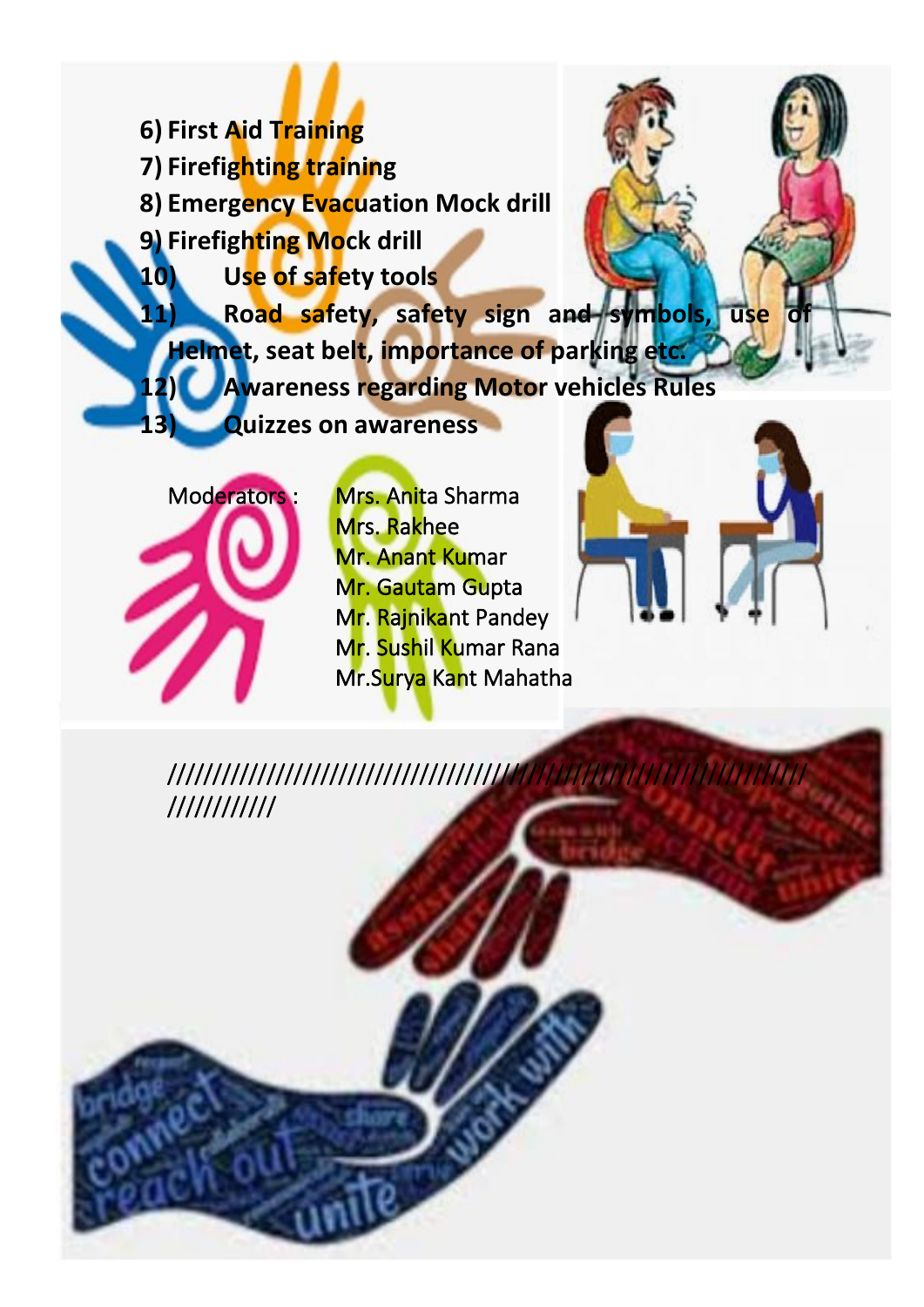6) **First Aid Training**
7) **Firefighting training**
8) **Emergency Evacuation Mock drill**
9) **Firefighting Mock drill**
10) **Use of safety tools**
11) **Road safety, safety sign and symbols, use of Helmet, seat belt, importance of parking etc.**
12) **Awareness regarding Motor vehicles Rules**
13) **Quizzes on awareness**

Moderators :
Mrs. Anita Sharma
Mrs. Rakhee
Mr. Anant Kumar
Mr. Gautam Gupta
Mr. Rajnikant Pandey
Mr. Sushil Kumar Rana
Mr.Surya Kant Mahatha

//////////////////////////////////////////////////////////////////////////////
///////////